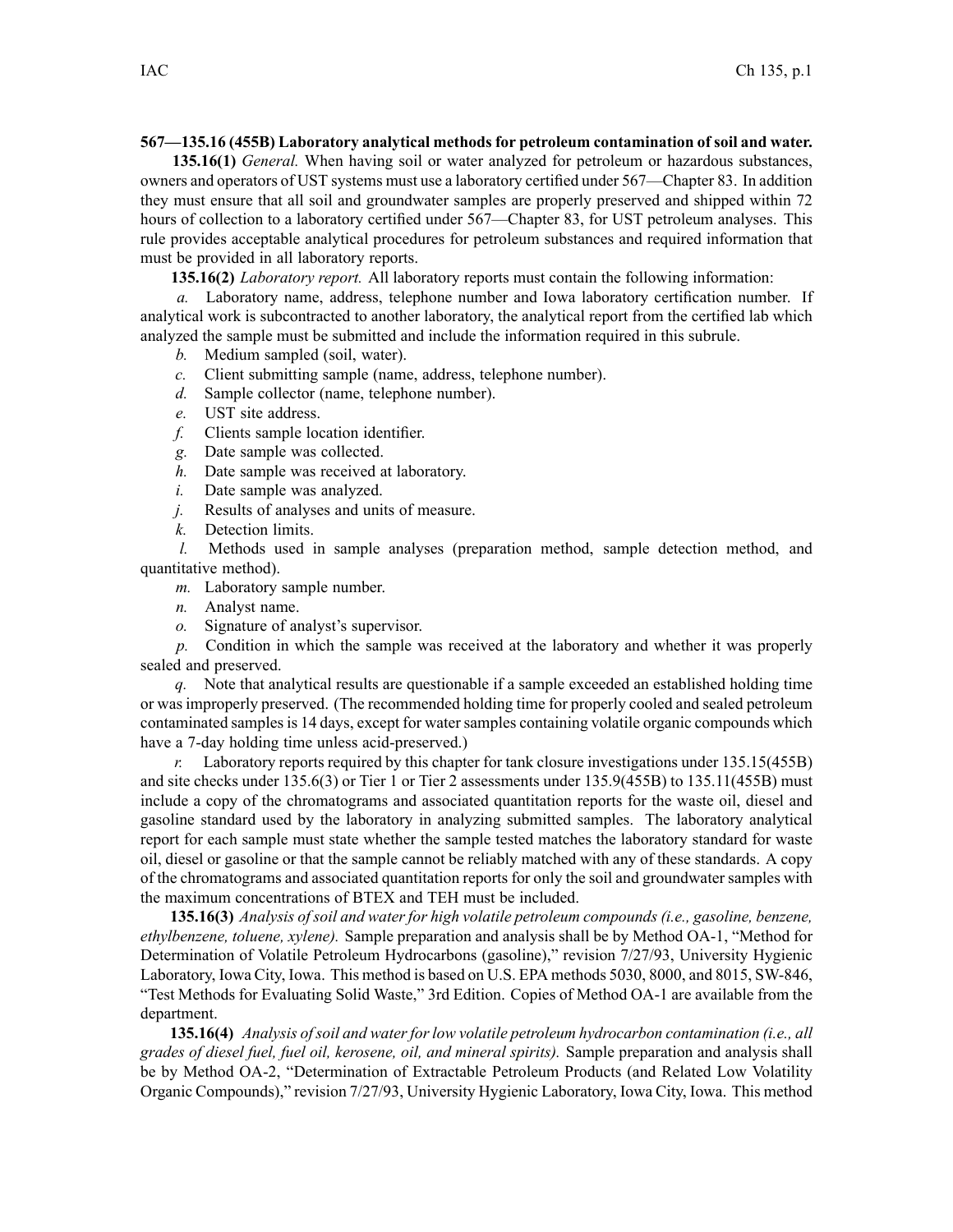**567—135.16 (455B) Laboratory analytical methods for petroleum contamination of soil and water.**

**135.16(1)** *General.* When having soil or water analyzed for petroleum or hazardous substances, owners and operators of UST systems must use a laboratory certified under 567—Chapter 83. In addition they must ensure that all soil and groundwater samples are properly preserved and shipped within 72 hours of collection to a laboratory certified under 567—Chapter 83, for UST petroleum analyses. This rule provides acceptable analytical procedures for petroleum substances and required information that must be provided in all laboratory reports.

**135.16(2)** *Laboratory report.* All laboratory reports must contain the following information:

*a.* Laboratory name, address, telephone number and Iowa laboratory certification number. If analytical work is subcontracted to another laboratory, the analytical report from the certified lab which analyzed the sample must be submitted and include the information required in this subrule.

*b.* Medium sampled (soil, water).

*c.* Client submitting sample (name, address, telephone number).

*d.* Sample collector (name, telephone number).

*e.* UST site address.

*f.* Clients sample location identifier.

*g.* Date sample was collected.

*h.* Date sample was received at laboratory.

*i.* Date sample was analyzed.

*j.* Results of analyses and units of measure.

*k.* Detection limits.

*l.* Methods used in sample analyses (preparation method, sample detection method, and quantitative method).

*m.* Laboratory sample number.

*n.* Analyst name.

*o.* Signature of analyst's supervisor.

*p.* Condition in which the sample was received at the laboratory and whether it was properly sealed and preserved.

*q.* Note that analytical results are questionable if a sample exceeded an established holding time or was improperly preserved. (The recommended holding time for properly cooled and sealed petroleum contaminated samples is 14 days, except for water samples containing volatile organic compounds which have a 7-day holding time unless acid-preserved.)

*r.* Laboratory reports required by this chapter for tank closure investigations under 135.15(455B) and site checks under 135.6(3) or Tier 1 or Tier 2 assessments under 135.9(455B) to 135.11(455B) must include a copy of the chromatograms and associated quantitation reports for the waste oil, diesel and gasoline standard used by the laboratory in analyzing submitted samples. The laboratory analytical report for each sample must state whether the sample tested matches the laboratory standard for waste oil, diesel or gasoline or that the sample cannot be reliably matched with any of these standards. A copy of the chromatograms and associated quantitation reports for only the soil and groundwater samples with the maximum concentrations of BTEX and TEH must be included.

**135.16(3)** *Analysis of soil and water for high volatile petroleum compounds (i.e., gasoline, benzene, ethylbenzene, toluene, xylene).* Sample preparation and analysis shall be by Method OA-1, "Method for Determination of Volatile Petroleum Hydrocarbons (gasoline)," revision 7/27/93, University Hygienic Laboratory, Iowa City, Iowa. This method is based on U.S. EPA methods 5030, 8000, and 8015, SW-846, "Test Methods for Evaluating Solid Waste," 3rd Edition. Copies of Method OA-1 are available from the department.

**135.16(4)** *Analysis of soil and water for low volatile petroleum hydrocarbon contamination (i.e., all grades of diesel fuel, fuel oil, kerosene, oil, and mineral spirits).* Sample preparation and analysis shall be by Method OA-2, "Determination of Extractable Petroleum Products (and Related Low Volatility Organic Compounds)," revision 7/27/93, University Hygienic Laboratory, Iowa City, Iowa. This method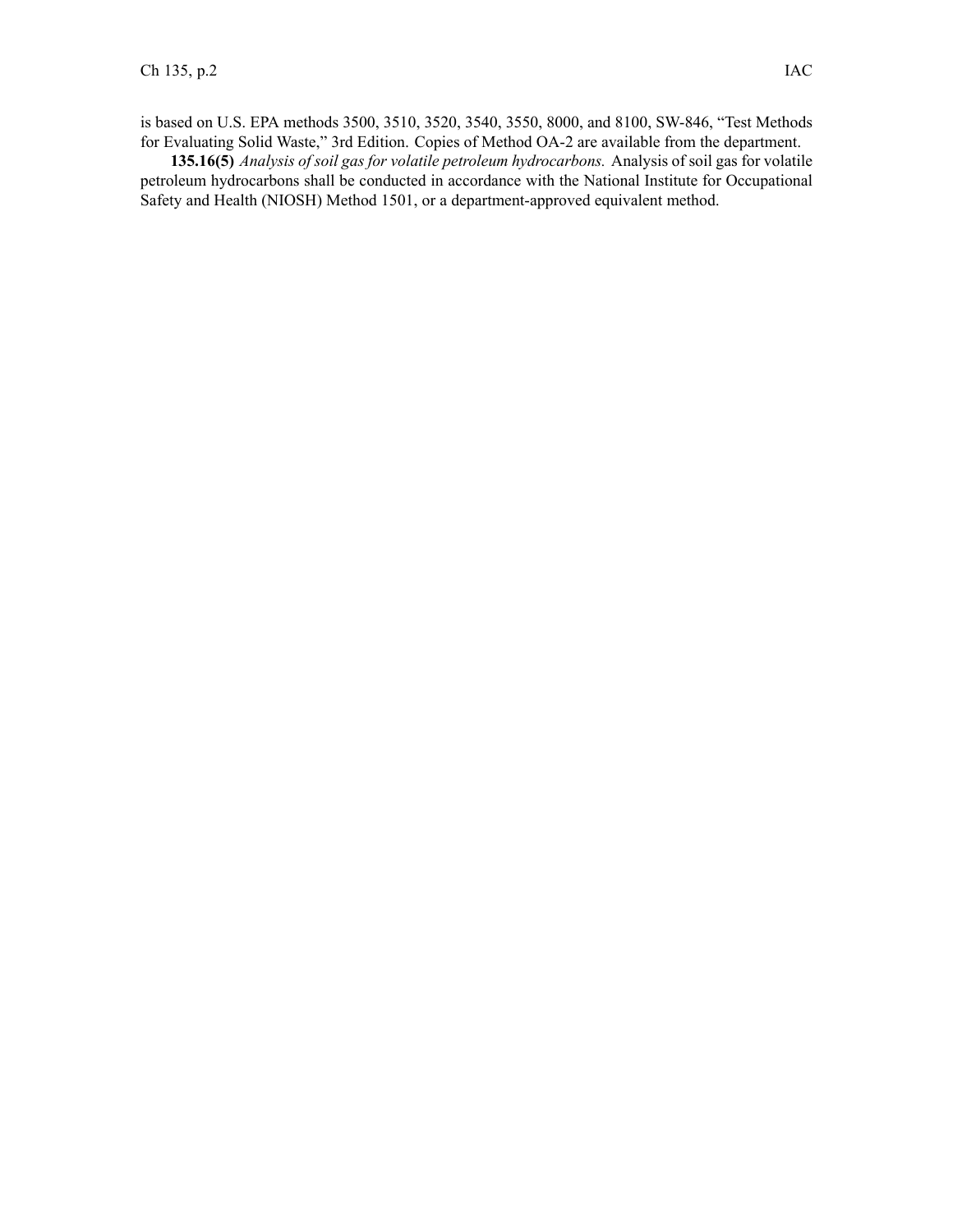is based on U.S. EPA methods 3500, 3510, 3520, 3540, 3550, 8000, and 8100, SW-846, "Test Methods for Evaluating Solid Waste," 3rd Edition. Copies of Method OA-2 are available from the department.

**135.16(5)** *Analysis of soil gas for volatile petroleum hydrocarbons.* Analysis of soil gas for volatile petroleum hydrocarbons shall be conducted in accordance with the National Institute for Occupational Safety and Health (NIOSH) Method 1501, or a department-approved equivalent method.